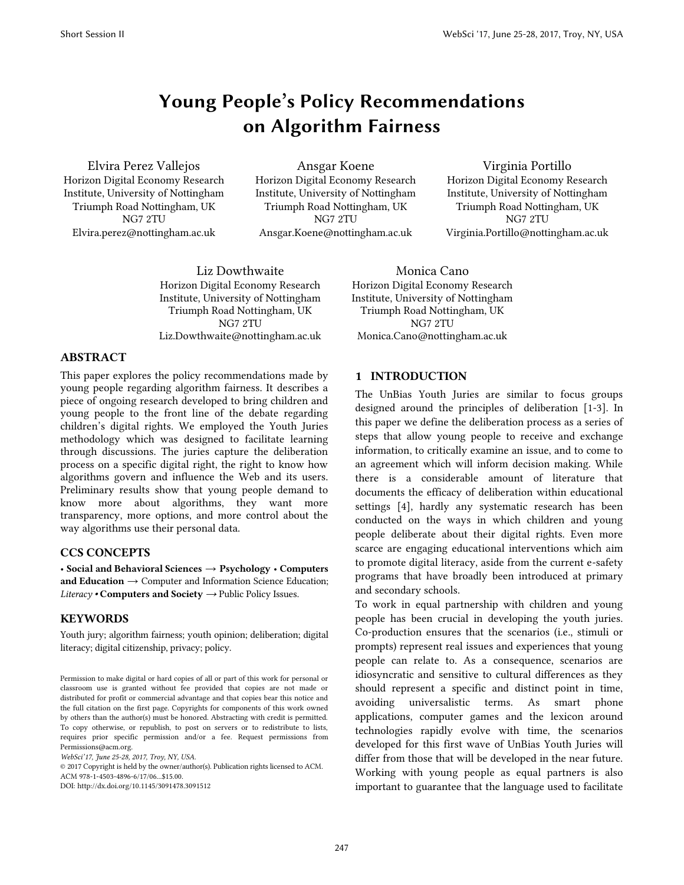# Young People's Policy Recommendations on Algorithm Fairness

Elvira Perez Vallejos
Horizon Digital Economy Research Institute, University of Nottingham
Triumph Road Nottingham, UK
NG7 2TU
Elvira.perez@nottingham.ac.uk

Ansgar Koene
Horizon Digital Economy Research Institute, University of Nottingham
Triumph Road Nottingham, UK
NG7 2TU
Ansgar.Koene@nottingham.ac.uk

Virginia Portillo
Horizon Digital Economy Research Institute, University of Nottingham
Triumph Road Nottingham, UK
NG7 2TU
Virginia.Portillo@nottingham.ac.uk

Liz Dowthwaite
Horizon Digital Economy Research Institute, University of Nottingham
Triumph Road Nottingham, UK
NG7 2TU
Liz.Dowthwaite@nottingham.ac.uk

Monica Cano
Horizon Digital Economy Research Institute, University of Nottingham
Triumph Road Nottingham, UK
NG7 2TU
Monica.Cano@nottingham.ac.uk

## ABSTRACT

This paper explores the policy recommendations made by young people regarding algorithm fairness. It describes a piece of ongoing research developed to bring children and young people to the front line of the debate regarding children's digital rights. We employed the Youth Juries methodology which was designed to facilitate learning through discussions. The juries capture the deliberation process on a specific digital right, the right to know how algorithms govern and influence the Web and its users. Preliminary results show that young people demand to know more about algorithms, they want more transparency, more options, and more control about the way algorithms use their personal data.

## CCS CONCEPTS

• **Social and Behavioral Sciences** → **Psychology** • **Computers and Education** → Computer and Information Science Education; *Literacy* • **Computers and Society** → Public Policy Issues.

## KEYWORDS

Youth jury; algorithm fairness; youth opinion; deliberation; digital literacy; digital citizenship, privacy; policy.

Permission to make digital or hard copies of all or part of this work for personal or classroom use is granted without fee provided that copies are not made or distributed for profit or commercial advantage and that copies bear this notice and the full citation on the first page. Copyrights for components of this work owned by others than the author(s) must be honored. Abstracting with credit is permitted. To copy otherwise, or republish, to post on servers or to redistribute to lists, requires prior specific permission and/or a fee. Request permissions from Permissions@acm.org.
*WebSci'17, June 25-28, 2017, Troy, NY, USA.*
© 2017 Copyright is held by the owner/author(s). Publication rights licensed to ACM.
ACM 978-1-4503-4896-6/17/06...$15.00.
DOI: http://dx.doi.org/10.1145/3091478.3091512

## 1 INTRODUCTION

The UnBias Youth Juries are similar to focus groups designed around the principles of deliberation [1-3]. In this paper we define the deliberation process as a series of steps that allow young people to receive and exchange information, to critically examine an issue, and to come to an agreement which will inform decision making. While there is a considerable amount of literature that documents the efficacy of deliberation within educational settings [4], hardly any systematic research has been conducted on the ways in which children and young people deliberate about their digital rights. Even more scarce are engaging educational interventions which aim to promote digital literacy, aside from the current e-safety programs that have broadly been introduced at primary and secondary schools.

To work in equal partnership with children and young people has been crucial in developing the youth juries. Co-production ensures that the scenarios (i.e., stimuli or prompts) represent real issues and experiences that young people can relate to. As a consequence, scenarios are idiosyncratic and sensitive to cultural differences as they should represent a specific and distinct point in time, avoiding universalistic terms. As smart phone applications, computer games and the lexicon around technologies rapidly evolve with time, the scenarios developed for this first wave of UnBias Youth Juries will differ from those that will be developed in the near future. Working with young people as equal partners is also important to guarantee that the language used to facilitate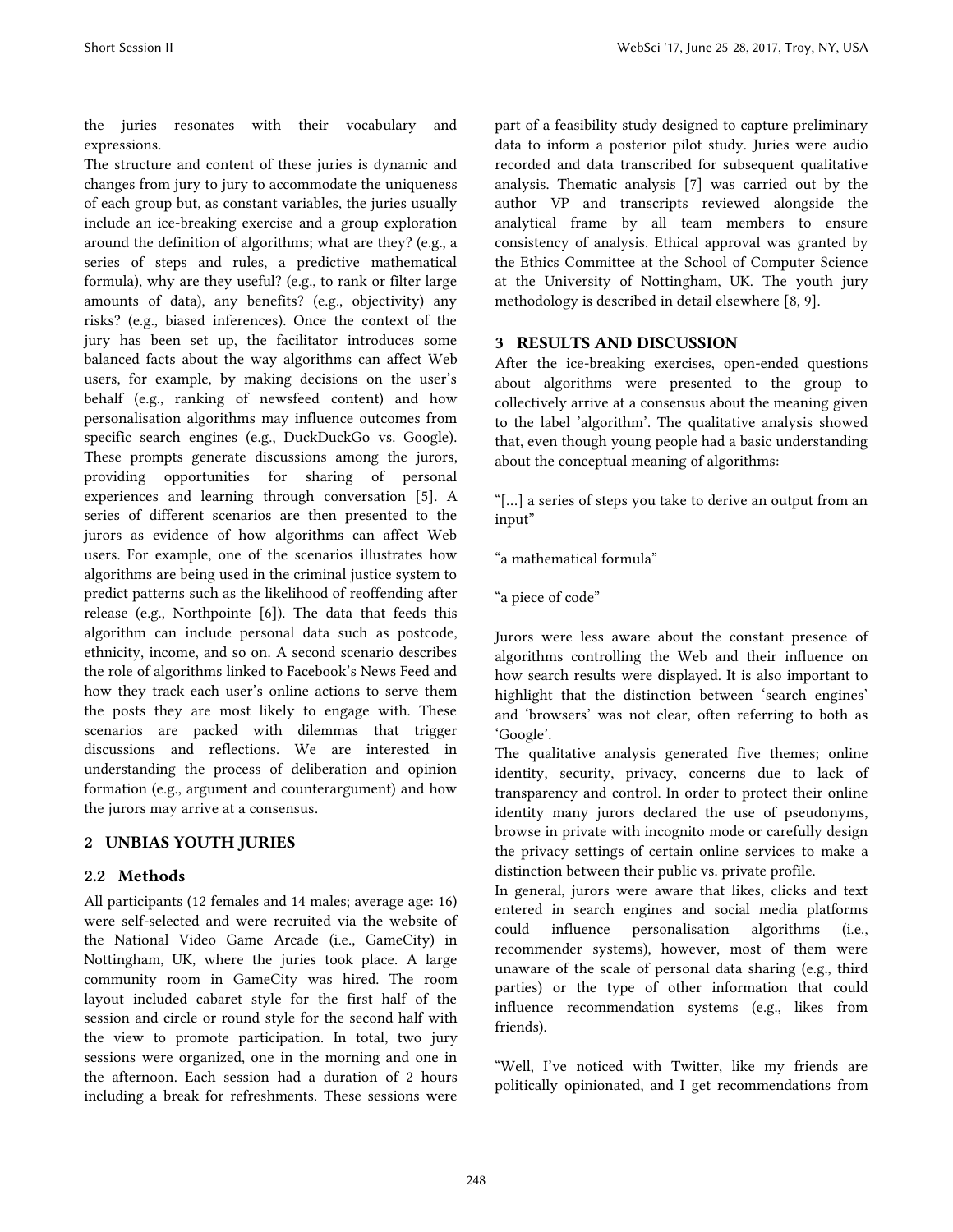the juries resonates with their vocabulary and expressions.

The structure and content of these juries is dynamic and changes from jury to jury to accommodate the uniqueness of each group but, as constant variables, the juries usually include an ice-breaking exercise and a group exploration around the definition of algorithms; what are they? (e.g., a series of steps and rules, a predictive mathematical formula), why are they useful? (e.g., to rank or filter large amounts of data), any benefits? (e.g., objectivity) any risks? (e.g., biased inferences). Once the context of the jury has been set up, the facilitator introduces some balanced facts about the way algorithms can affect Web users, for example, by making decisions on the user's behalf (e.g., ranking of newsfeed content) and how personalisation algorithms may influence outcomes from specific search engines (e.g., DuckDuckGo vs. Google). These prompts generate discussions among the jurors, providing opportunities for sharing of personal experiences and learning through conversation [5]. A series of different scenarios are then presented to the jurors as evidence of how algorithms can affect Web users. For example, one of the scenarios illustrates how algorithms are being used in the criminal justice system to predict patterns such as the likelihood of reoffending after release (e.g., Northpointe [6]). The data that feeds this algorithm can include personal data such as postcode, ethnicity, income, and so on. A second scenario describes the role of algorithms linked to Facebook's News Feed and how they track each user's online actions to serve them the posts they are most likely to engage with. These scenarios are packed with dilemmas that trigger discussions and reflections. We are interested in understanding the process of deliberation and opinion formation (e.g., argument and counterargument) and how the jurors may arrive at a consensus.

## 2 UNBIAS YOUTH JURIES

### 2.2 Methods

All participants (12 females and 14 males; average age: 16) were self-selected and were recruited via the website of the National Video Game Arcade (i.e., GameCity) in Nottingham, UK, where the juries took place. A large community room in GameCity was hired. The room layout included cabaret style for the first half of the session and circle or round style for the second half with the view to promote participation. In total, two jury sessions were organized, one in the morning and one in the afternoon. Each session had a duration of 2 hours including a break for refreshments. These sessions were part of a feasibility study designed to capture preliminary data to inform a posterior pilot study. Juries were audio recorded and data transcribed for subsequent qualitative analysis. Thematic analysis [7] was carried out by the author VP and transcripts reviewed alongside the analytical frame by all team members to ensure consistency of analysis. Ethical approval was granted by the Ethics Committee at the School of Computer Science at the University of Nottingham, UK. The youth jury methodology is described in detail elsewhere [8, 9].

## 3 RESULTS AND DISCUSSION

After the ice-breaking exercises, open-ended questions about algorithms were presented to the group to collectively arrive at a consensus about the meaning given to the label 'algorithm'. The qualitative analysis showed that, even though young people had a basic understanding about the conceptual meaning of algorithms:

"[...] a series of steps you take to derive an output from an input"

"a mathematical formula"

"a piece of code"

Jurors were less aware about the constant presence of algorithms controlling the Web and their influence on how search results were displayed. It is also important to highlight that the distinction between 'search engines' and 'browsers' was not clear, often referring to both as 'Google'.

The qualitative analysis generated five themes; online identity, security, privacy, concerns due to lack of transparency and control. In order to protect their online identity many jurors declared the use of pseudonyms, browse in private with incognito mode or carefully design the privacy settings of certain online services to make a distinction between their public vs. private profile.

In general, jurors were aware that likes, clicks and text entered in search engines and social media platforms could influence personalisation algorithms (i.e., recommender systems), however, most of them were unaware of the scale of personal data sharing (e.g., third parties) or the type of other information that could influence recommendation systems (e.g., likes from friends).

"Well, I've noticed with Twitter, like my friends are politically opinionated, and I get recommendations from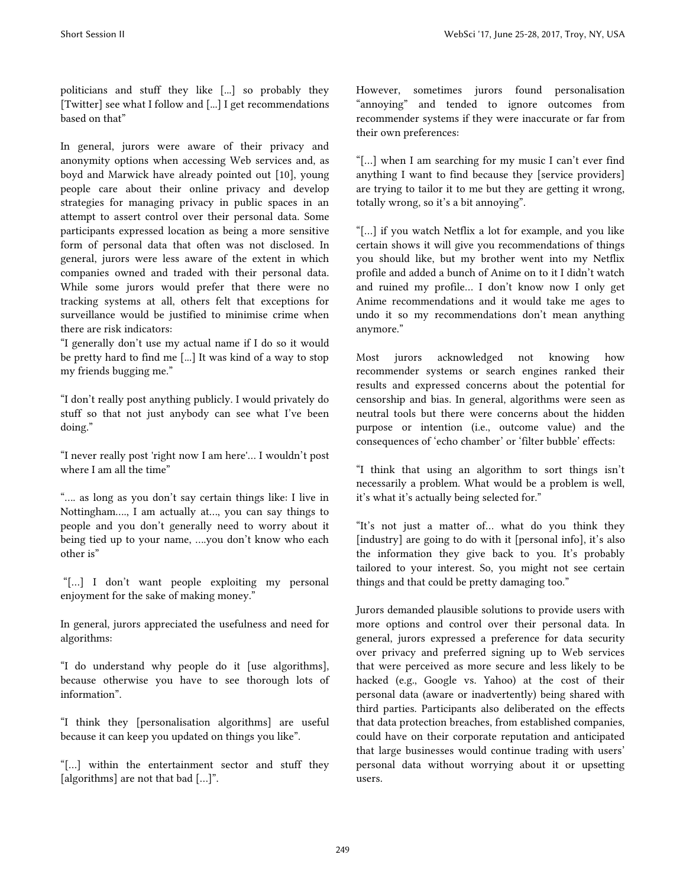politicians and stuff they like [...] so probably they [Twitter] see what I follow and [...] I get recommendations based on that"

In general, jurors were aware of their privacy and anonymity options when accessing Web services and, as boyd and Marwick have already pointed out [10], young people care about their online privacy and develop strategies for managing privacy in public spaces in an attempt to assert control over their personal data. Some participants expressed location as being a more sensitive form of personal data that often was not disclosed. In general, jurors were less aware of the extent in which companies owned and traded with their personal data. While some jurors would prefer that there were no tracking systems at all, others felt that exceptions for surveillance would be justified to minimise crime when there are risk indicators:

"I generally don't use my actual name if I do so it would be pretty hard to find me [...] It was kind of a way to stop my friends bugging me."

"I don't really post anything publicly. I would privately do stuff so that not just anybody can see what I've been doing."

"I never really post 'right now I am here'... I wouldn't post where I am all the time"

".... as long as you don't say certain things like: I live in Nottingham...., I am actually at..., you can say things to people and you don't generally need to worry about it being tied up to your name, ....you don't know who each other is"

"[…] I don't want people exploiting my personal enjoyment for the sake of making money."

In general, jurors appreciated the usefulness and need for algorithms:

"I do understand why people do it [use algorithms], because otherwise you have to see thorough lots of information".

"I think they [personalisation algorithms] are useful because it can keep you updated on things you like".

"[…] within the entertainment sector and stuff they [algorithms] are not that bad […]".

However, sometimes jurors found personalisation "annoying" and tended to ignore outcomes from recommender systems if they were inaccurate or far from their own preferences:

"[…] when I am searching for my music I can't ever find anything I want to find because they [service providers] are trying to tailor it to me but they are getting it wrong, totally wrong, so it's a bit annoying".

"[…] if you watch Netflix a lot for example, and you like certain shows it will give you recommendations of things you should like, but my brother went into my Netflix profile and added a bunch of Anime on to it I didn't watch and ruined my profile... I don't know now I only get Anime recommendations and it would take me ages to undo it so my recommendations don't mean anything anymore."

Most jurors acknowledged not knowing how recommender systems or search engines ranked their results and expressed concerns about the potential for censorship and bias. In general, algorithms were seen as neutral tools but there were concerns about the hidden purpose or intention (i.e., outcome value) and the consequences of 'echo chamber' or 'filter bubble' effects:

"I think that using an algorithm to sort things isn't necessarily a problem. What would be a problem is well, it's what it's actually being selected for."

"It's not just a matter of... what do you think they [industry] are going to do with it [personal info], it's also the information they give back to you. It's probably tailored to your interest. So, you might not see certain things and that could be pretty damaging too."

Jurors demanded plausible solutions to provide users with more options and control over their personal data. In general, jurors expressed a preference for data security over privacy and preferred signing up to Web services that were perceived as more secure and less likely to be hacked (e.g., Google vs. Yahoo) at the cost of their personal data (aware or inadvertently) being shared with third parties. Participants also deliberated on the effects that data protection breaches, from established companies, could have on their corporate reputation and anticipated that large businesses would continue trading with users' personal data without worrying about it or upsetting users.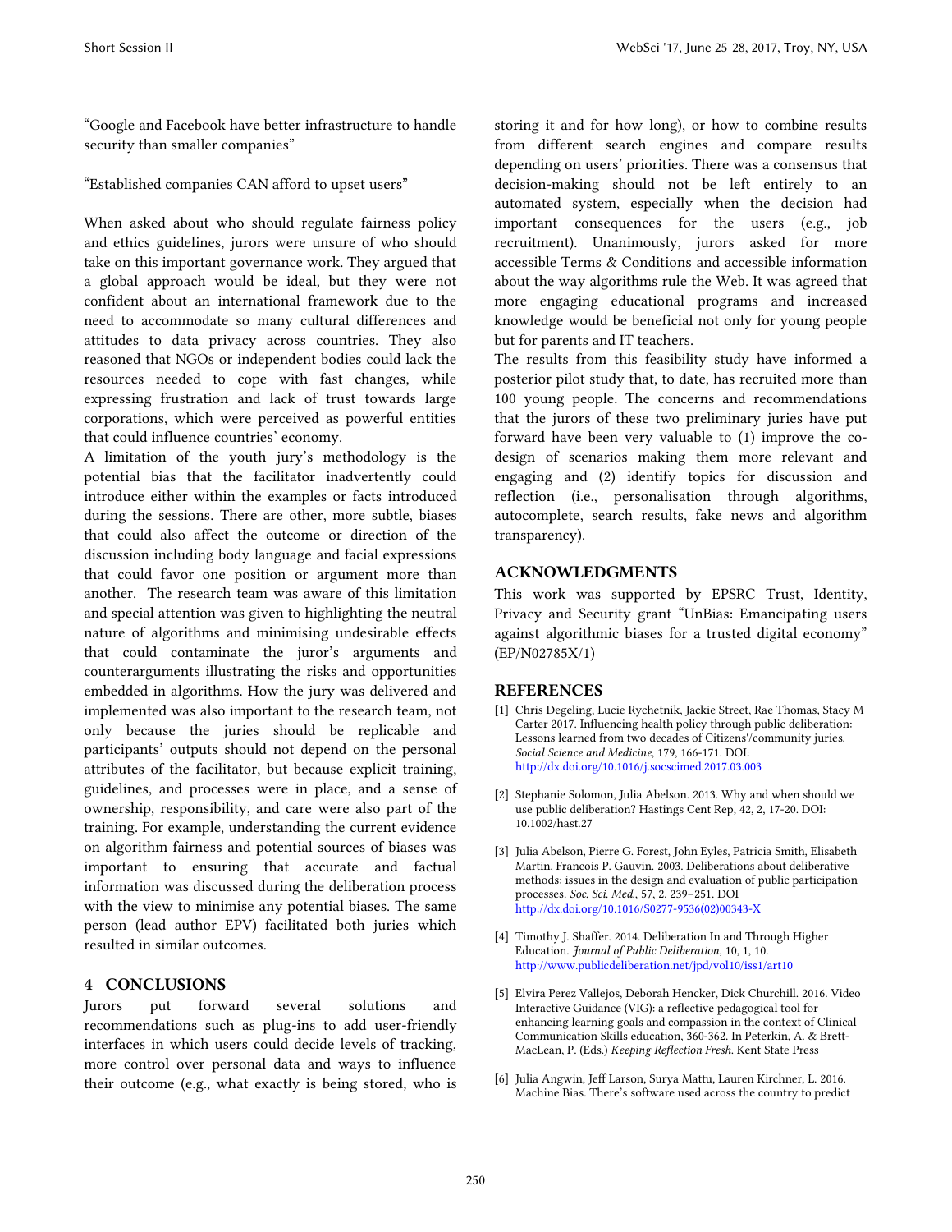"Google and Facebook have better infrastructure to handle security than smaller companies"

"Established companies CAN afford to upset users"

When asked about who should regulate fairness policy and ethics guidelines, jurors were unsure of who should take on this important governance work. They argued that a global approach would be ideal, but they were not confident about an international framework due to the need to accommodate so many cultural differences and attitudes to data privacy across countries. They also reasoned that NGOs or independent bodies could lack the resources needed to cope with fast changes, while expressing frustration and lack of trust towards large corporations, which were perceived as powerful entities that could influence countries' economy.

A limitation of the youth jury's methodology is the potential bias that the facilitator inadvertently could introduce either within the examples or facts introduced during the sessions. There are other, more subtle, biases that could also affect the outcome or direction of the discussion including body language and facial expressions that could favor one position or argument more than another. The research team was aware of this limitation and special attention was given to highlighting the neutral nature of algorithms and minimising undesirable effects that could contaminate the juror's arguments and counterarguments illustrating the risks and opportunities embedded in algorithms. How the jury was delivered and implemented was also important to the research team, not only because the juries should be replicable and participants' outputs should not depend on the personal attributes of the facilitator, but because explicit training, guidelines, and processes were in place, and a sense of ownership, responsibility, and care were also part of the training. For example, understanding the current evidence on algorithm fairness and potential sources of biases was important to ensuring that accurate and factual information was discussed during the deliberation process with the view to minimise any potential biases. The same person (lead author EPV) facilitated both juries which resulted in similar outcomes.

## 4 CONCLUSIONS

Jurors put forward several solutions and recommendations such as plug-ins to add user-friendly interfaces in which users could decide levels of tracking, more control over personal data and ways to influence their outcome (e.g., what exactly is being stored, who is storing it and for how long), or how to combine results from different search engines and compare results depending on users' priorities. There was a consensus that decision-making should not be left entirely to an automated system, especially when the decision had important consequences for the users (e.g., job recruitment). Unanimously, jurors asked for more accessible Terms & Conditions and accessible information about the way algorithms rule the Web. It was agreed that more engaging educational programs and increased knowledge would be beneficial not only for young people but for parents and IT teachers.

The results from this feasibility study have informed a posterior pilot study that, to date, has recruited more than 100 young people. The concerns and recommendations that the jurors of these two preliminary juries have put forward have been very valuable to (1) improve the co-design of scenarios making them more relevant and engaging and (2) identify topics for discussion and reflection (i.e., personalisation through algorithms, autocomplete, search results, fake news and algorithm transparency).

## ACKNOWLEDGMENTS

This work was supported by EPSRC Trust, Identity, Privacy and Security grant "UnBias: Emancipating users against algorithmic biases for a trusted digital economy" (EP/N02785X/1)

## REFERENCES

[1] Chris Degeling, Lucie Rychetnik, Jackie Street, Rae Thomas, Stacy M Carter 2017. Influencing health policy through public deliberation: Lessons learned from two decades of Citizens'/community juries. *Social Science and Medicine*, 179, 166-171. DOI: http://dx.doi.org/10.1016/j.socscimed.2017.03.003

[2] Stephanie Solomon, Julia Abelson. 2013. Why and when should we use public deliberation? Hastings Cent Rep, 42, 2, 17-20. DOI: 10.1002/hast.27

[3] Julia Abelson, Pierre G. Forest, John Eyles, Patricia Smith, Elisabeth Martin, Francois P. Gauvin. 2003. Deliberations about deliberative methods: issues in the design and evaluation of public participation processes. *Soc. Sci. Med.*, 57, 2, 239–251. DOI http://dx.doi.org/10.1016/S0277-9536(02)00343-X

[4] Timothy J. Shaffer. 2014. Deliberation In and Through Higher Education. *Journal of Public Deliberation*, 10, 1, 10. http://www.publicdeliberation.net/jpd/vol10/iss1/art10

[5] Elvira Perez Vallejos, Deborah Hencker, Dick Churchill. 2016. Video Interactive Guidance (VIG): a reflective pedagogical tool for enhancing learning goals and compassion in the context of Clinical Communication Skills education, 360-362. In Peterkin, A. & Brett-MacLean, P. (Eds.) *Keeping Reflection Fresh*. Kent State Press

[6] Julia Angwin, Jeff Larson, Surya Mattu, Lauren Kirchner, L. 2016. Machine Bias. There's software used across the country to predict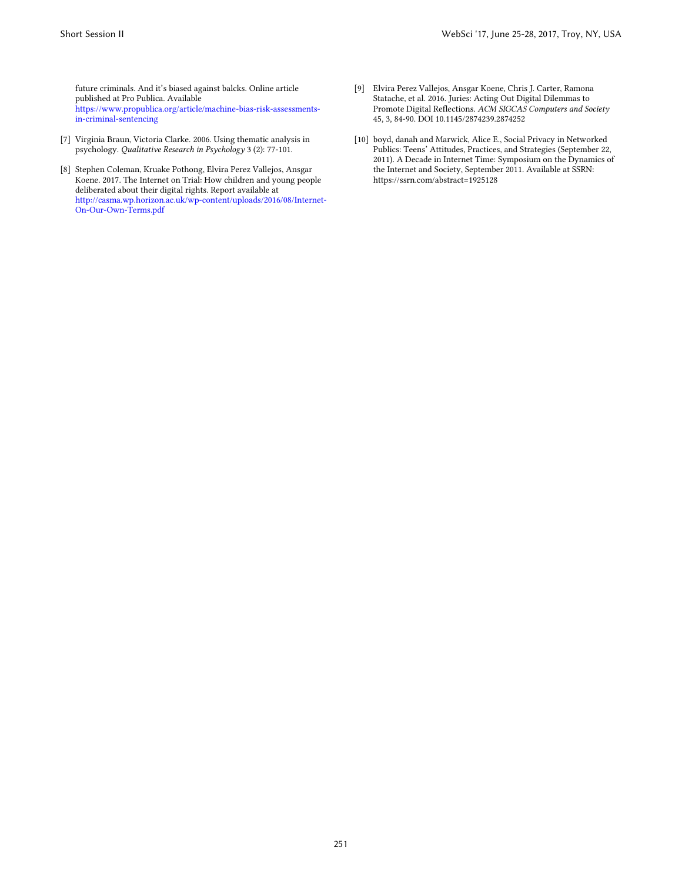future criminals. And it's biased against balcks. Online article published at Pro Publica. Available https://www.propublica.org/article/machine-bias-risk-assessments-in-criminal-sentencing

[7] Virginia Braun, Victoria Clarke. 2006. Using thematic analysis in psychology. *Qualitative Research in Psychology* 3 (2): 77-101.

[8] Stephen Coleman, Kruake Pothong, Elvira Perez Vallejos, Ansgar Koene. 2017. The Internet on Trial: How children and young people deliberated about their digital rights. Report available at http://casma.wp.horizon.ac.uk/wp-content/uploads/2016/08/Internet-On-Our-Own-Terms.pdf

[9] Elvira Perez Vallejos, Ansgar Koene, Chris J. Carter, Ramona Statache, et al. 2016. Juries: Acting Out Digital Dilemmas to Promote Digital Reflections. *ACM SIGCAS Computers and Society* 45, 3, 84-90. DOI 10.1145/2874239.2874252

[10] boyd, danah and Marwick, Alice E., Social Privacy in Networked Publics: Teens' Attitudes, Practices, and Strategies (September 22, 2011). A Decade in Internet Time: Symposium on the Dynamics of the Internet and Society, September 2011. Available at SSRN: https://ssrn.com/abstract=1925128